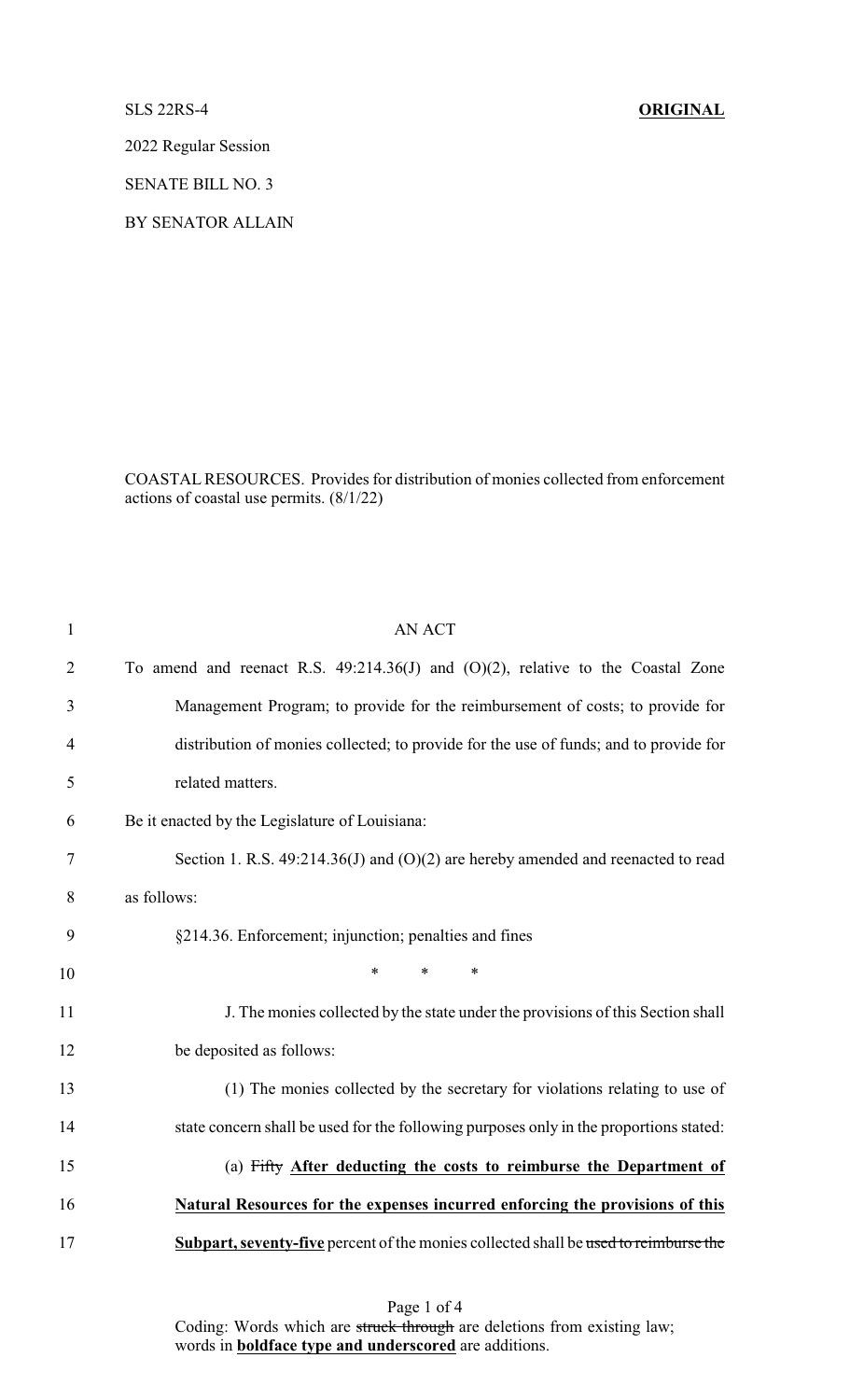SLS 22RS-4 **ORIGINAL**

2022 Regular Session

SENATE BILL NO. 3

BY SENATOR ALLAIN

COASTAL RESOURCES. Provides for distribution of monies collected from enforcement actions of coastal use permits. (8/1/22)

AN ACT

To amend and reenact R.S. 49:214.36(J) and (O)(2), relative to the Coastal Zone Management Program; to provide for the reimbursement of costs; to provide for distribution of monies collected; to provide for the use of funds; and to provide for related matters.

Be it enacted by the Legislature of Louisiana:

Section 1. R.S. 49:214.36(J) and (O)(2) are hereby amended and reenacted to read as follows:

§214.36. Enforcement; injunction; penalties and fines

\* \* \*

J. The monies collected by the state under the provisions of this Section shall be deposited as follows:

(1) The monies collected by the secretary for violations relating to use of state concern shall be used for the following purposes only in the proportions stated:

(a) ~~Fifty~~ **After deducting the costs to reimburse the Department of Natural Resources for the expenses incurred enforcing the provisions of this Subpart, seventy-five** percent of the monies collected shall be ~~used to reimburse the~~

Coding: Words which are ~~struck through~~ are deletions from existing law; words in **boldface type and underscored** are additions.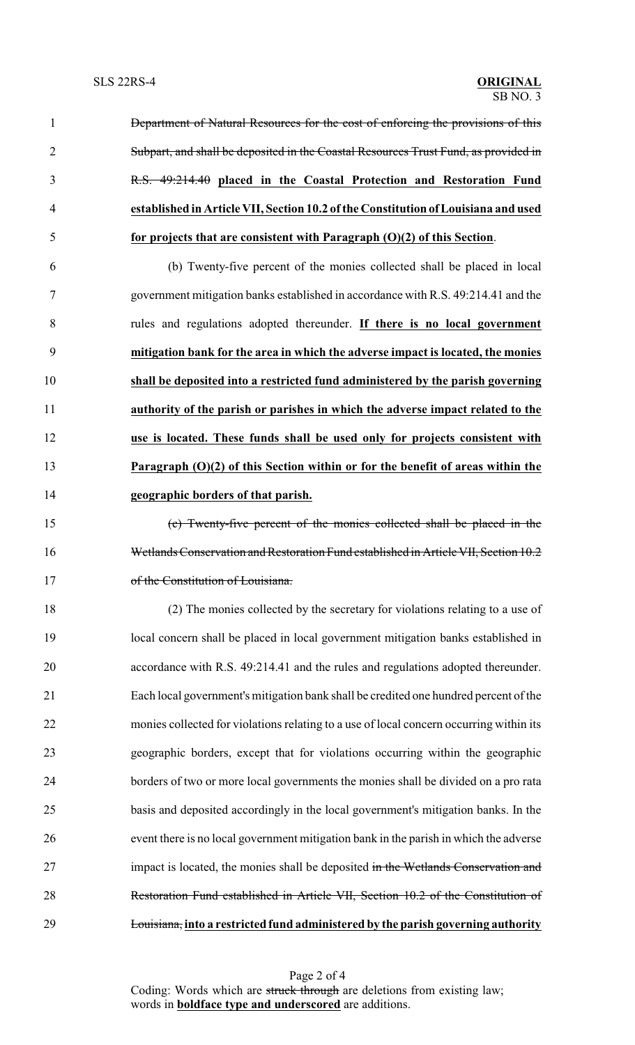~~Department of Natural Resources for the cost of enforcing the provisions of this Subpart, and shall be deposited in the Coastal Resources Trust Fund, as provided in R.S. 49:214.40~~ **placed in the Coastal Protection and Restoration Fund established in Article VII, Section 10.2 of the Constitution of Louisiana and used for projects that are consistent with Paragraph (O)(2) of this Section**.

(b) Twenty-five percent of the monies collected shall be placed in local government mitigation banks established in accordance with R.S. 49:214.41 and the rules and regulations adopted thereunder. **If there is no local government mitigation bank for the area in which the adverse impact is located, the monies shall be deposited into a restricted fund administered by the parish governing authority of the parish or parishes in which the adverse impact related to the use is located. These funds shall be used only for projects consistent with Paragraph (O)(2) of this Section within or for the benefit of areas within the geographic borders of that parish.**

~~(c) Twenty-five percent of the monies collected shall be placed in the Wetlands Conservation and Restoration Fund established in Article VII, Section 10.2 of the Constitution of Louisiana.~~

(2) The monies collected by the secretary for violations relating to a use of local concern shall be placed in local government mitigation banks established in accordance with R.S. 49:214.41 and the rules and regulations adopted thereunder. Each local government's mitigation bank shall be credited one hundred percent of the monies collected for violations relating to a use of local concern occurring within its geographic borders, except that for violations occurring within the geographic borders of two or more local governments the monies shall be divided on a pro rata basis and deposited accordingly in the local government's mitigation banks. In the event there is no local government mitigation bank in the parish in which the adverse impact is located, the monies shall be deposited ~~in the Wetlands Conservation and Restoration Fund established in Article VII, Section 10.2 of the Constitution of Louisiana,~~ **into a restricted fund administered by the parish governing authority**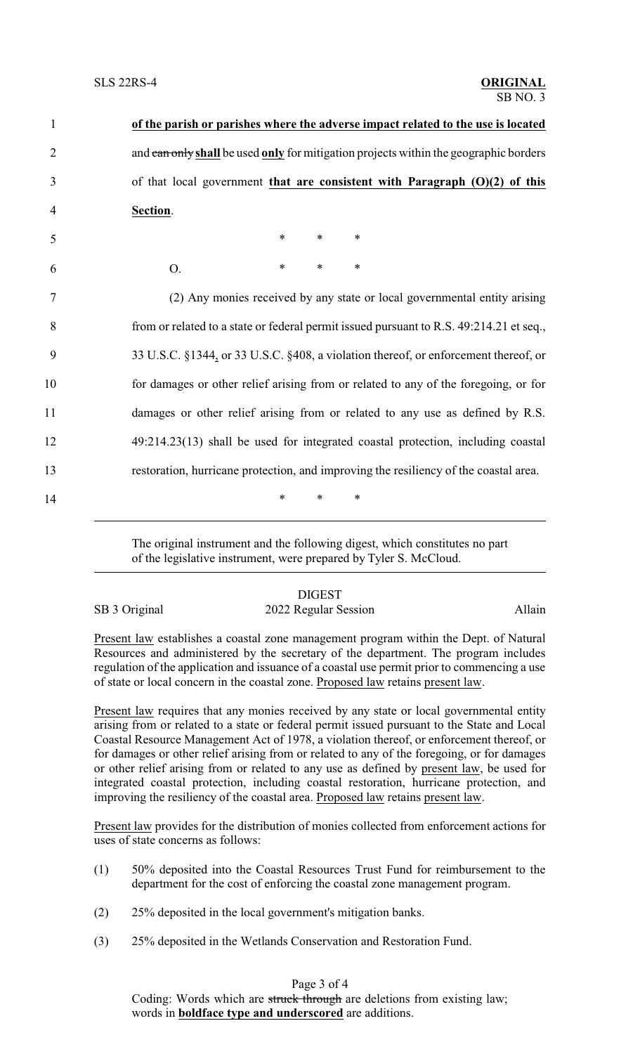**of the parish or parishes where the adverse impact related to the use is located** and ~~can only~~ **shall** be used **only** for mitigation projects within the geographic borders of that local government **that are consistent with Paragraph (O)(2) of this Section**.

\* \* \*

O. \* \* \*

(2) Any monies received by any state or local governmental entity arising from or related to a state or federal permit issued pursuant to R.S. 49:214.21 et seq., 33 U.S.C. §1344**,** or 33 U.S.C. §408, a violation thereof, or enforcement thereof, or for damages or other relief arising from or related to any of the foregoing, or for damages or other relief arising from or related to any use as defined by R.S. 49:214.23(13) shall be used for integrated coastal protection, including coastal restoration, hurricane protection, and improving the resiliency of the coastal area.

\* \* \*

---

The original instrument and the following digest, which constitutes no part of the legislative instrument, were prepared by Tyler S. McCloud.

---

DIGEST

SB 3 Original — 2022 Regular Session — Allain

Present law establishes a coastal zone management program within the Dept. of Natural Resources and administered by the secretary of the department. The program includes regulation of the application and issuance of a coastal use permit prior to commencing a use of state or local concern in the coastal zone. Proposed law retains present law.

Present law requires that any monies received by any state or local governmental entity arising from or related to a state or federal permit issued pursuant to the State and Local Coastal Resource Management Act of 1978, a violation thereof, or enforcement thereof, or for damages or other relief arising from or related to any of the foregoing, or for damages or other relief arising from or related to any use as defined by present law, be used for integrated coastal protection, including coastal restoration, hurricane protection, and improving the resiliency of the coastal area. Proposed law retains present law.

Present law provides for the distribution of monies collected from enforcement actions for uses of state concerns as follows:

(1) 50% deposited into the Coastal Resources Trust Fund for reimbursement to the department for the cost of enforcing the coastal zone management program.

(2) 25% deposited in the local government's mitigation banks.

(3) 25% deposited in the Wetlands Conservation and Restoration Fund.

Coding: Words which are ~~struck through~~ are deletions from existing law; words in **boldface type and underscored** are additions.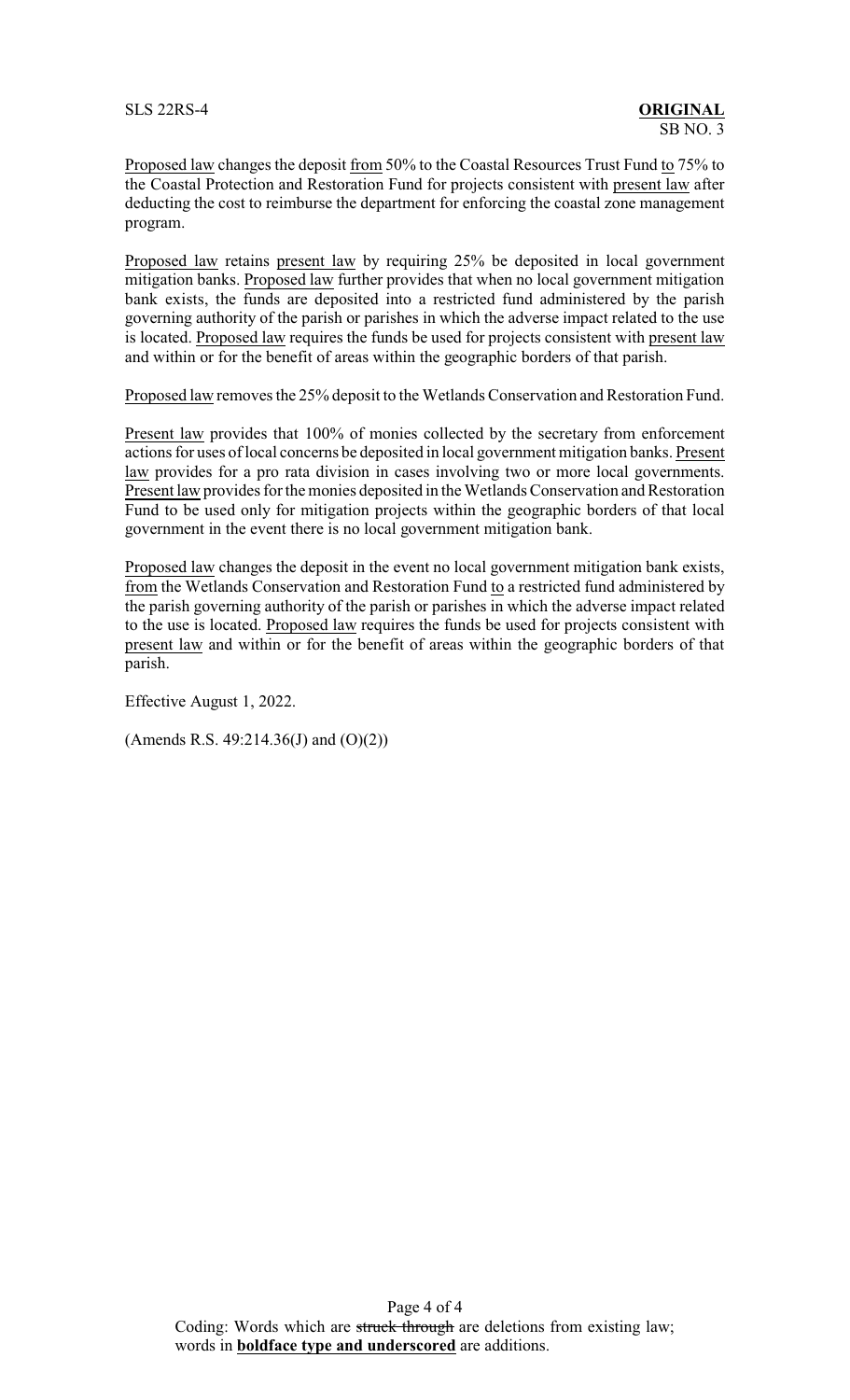Proposed law changes the deposit from 50% to the Coastal Resources Trust Fund to 75% to the Coastal Protection and Restoration Fund for projects consistent with present law after deducting the cost to reimburse the department for enforcing the coastal zone management program.

Proposed law retains present law by requiring 25% be deposited in local government mitigation banks. Proposed law further provides that when no local government mitigation bank exists, the funds are deposited into a restricted fund administered by the parish governing authority of the parish or parishes in which the adverse impact related to the use is located. Proposed law requires the funds be used for projects consistent with present law and within or for the benefit of areas within the geographic borders of that parish.

Proposed law removes the 25% deposit to the Wetlands Conservation and Restoration Fund.

Present law provides that 100% of monies collected by the secretary from enforcement actions for uses of local concerns be deposited in local government mitigation banks. Present law provides for a pro rata division in cases involving two or more local governments. Present law provides for the monies deposited in the Wetlands Conservation and Restoration Fund to be used only for mitigation projects within the geographic borders of that local government in the event there is no local government mitigation bank.

Proposed law changes the deposit in the event no local government mitigation bank exists, from the Wetlands Conservation and Restoration Fund to a restricted fund administered by the parish governing authority of the parish or parishes in which the adverse impact related to the use is located. Proposed law requires the funds be used for projects consistent with present law and within or for the benefit of areas within the geographic borders of that parish.

Effective August 1, 2022.

(Amends R.S. 49:214.36(J) and (O)(2))